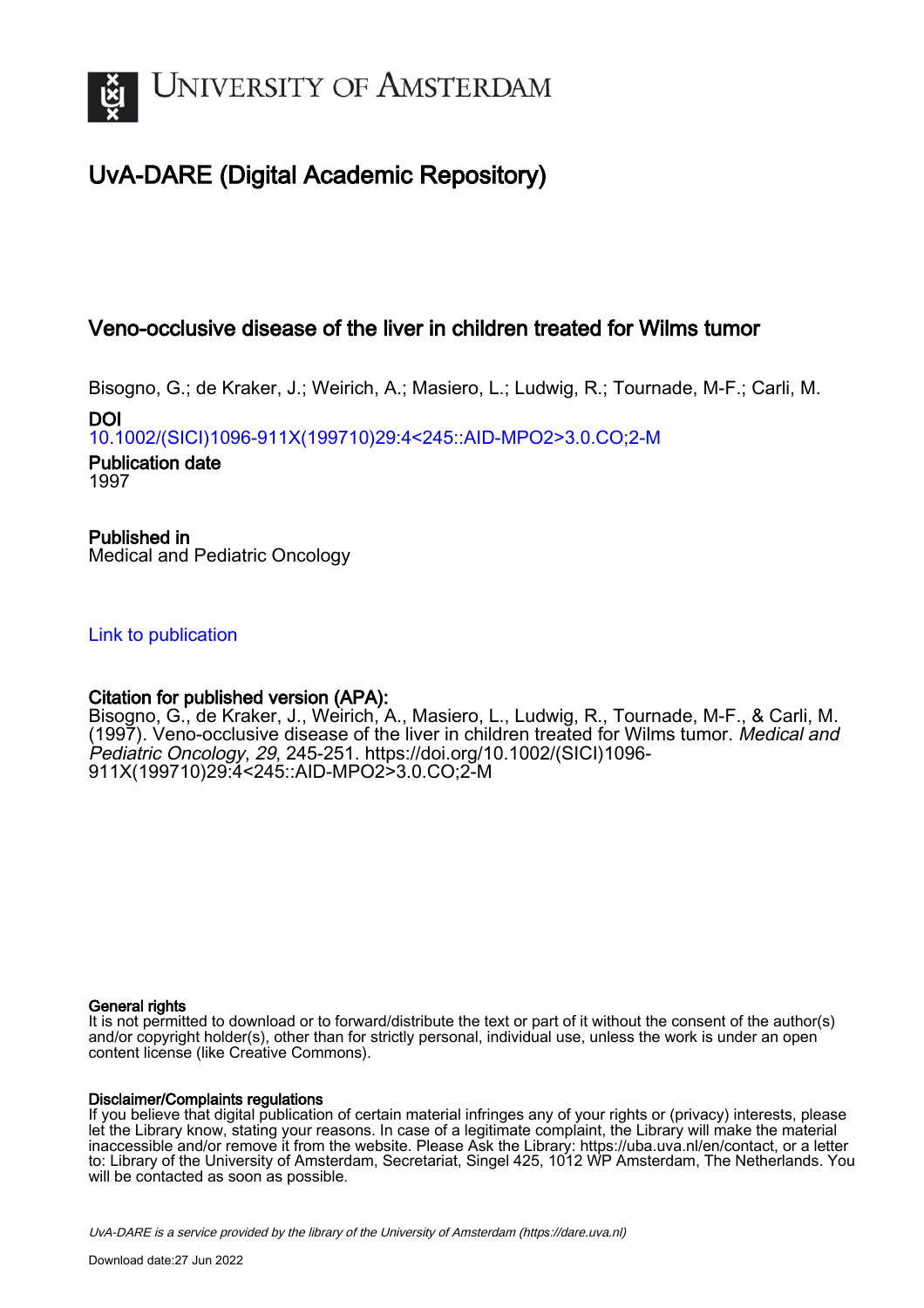# UNIVERSITY OF AMSTERDAM

## UvA-DARE (Digital Academic Repository)

### Veno-occlusive disease of the liver in children treated for Wilms tumor

Bisogno, G.; de Kraker, J.; Weirich, A.; Masiero, L.; Ludwig, R.; Tournade, M-F.; Carli, M.

**DOI**
10.1002/(SICI)1096-911X(199710)29:4<245::AID-MPO2>3.0.CO;2-M

**Publication date**
1997

**Published in**
Medical and Pediatric Oncology

Link to publication

**Citation for published version (APA):**
Bisogno, G., de Kraker, J., Weirich, A., Masiero, L., Ludwig, R., Tournade, M-F., & Carli, M. (1997). Veno-occlusive disease of the liver in children treated for Wilms tumor. *Medical and Pediatric Oncology*, *29*, 245-251. https://doi.org/10.1002/(SICI)1096-911X(199710)29:4<245::AID-MPO2>3.0.CO;2-M

**General rights**
It is not permitted to download or to forward/distribute the text or part of it without the consent of the author(s) and/or copyright holder(s), other than for strictly personal, individual use, unless the work is under an open content license (like Creative Commons).

**Disclaimer/Complaints regulations**
If you believe that digital publication of certain material infringes any of your rights or (privacy) interests, please let the Library know, stating your reasons. In case of a legitimate complaint, the Library will make the material inaccessible and/or remove it from the website. Please Ask the Library: https://uba.uva.nl/en/contact, or a letter to: Library of the University of Amsterdam, Secretariat, Singel 425, 1012 WP Amsterdam, The Netherlands. You will be contacted as soon as possible.

*UvA-DARE is a service provided by the library of the University of Amsterdam (https://dare.uva.nl)*

Download date:27 Jun 2022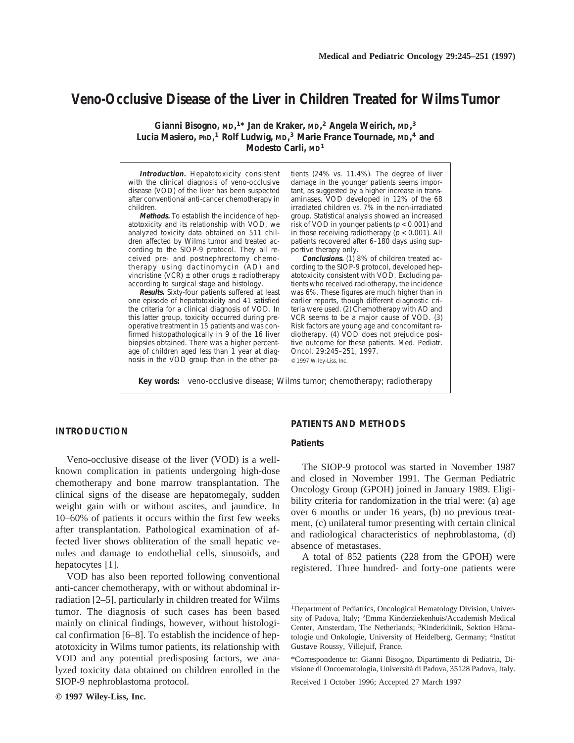# Veno-Occlusive Disease of the Liver in Children Treated for Wilms Tumor

**Gianni Bisogno, MD,[1]* Jan de Kraker, MD,[2] Angela Weirich, MD,[3] Lucia Masiero, PhD,[1] Rolf Ludwig, MD,[3] Marie France Tournade, MD,[4] and Modesto Carli, MD[1]**

***Introduction.*** Hepatotoxicity consistent with the clinical diagnosis of veno-occlusive disease (VOD) of the liver has been suspected after conventional anti-cancer chemotherapy in children.

***Methods.*** To establish the incidence of hepatotoxicity and its relationship with VOD, we analyzed toxicity data obtained on 511 children affected by Wilms tumor and treated according to the SIOP-9 protocol. They all received pre- and postnephrectomy chemotherapy using dactinomycin (AD) and vincristine (VCR) ± other drugs ± radiotherapy according to surgical stage and histology.

***Results.*** Sixty-four patients suffered at least one episode of hepatotoxicity and 41 satisfied the criteria for a clinical diagnosis of VOD. In this latter group, toxicity occurred during preoperative treatment in 15 patients and was confirmed histopathologically in 9 of the 16 liver biopsies obtained. There was a higher percentage of children aged less than 1 year at diagnosis in the VOD group than in the other patients (24% vs. 11.4%). The degree of liver damage in the younger patients seems important, as suggested by a higher increase in transaminases. VOD developed in 12% of the 68 irradiated children vs. 7% in the non-irradiated group. Statistical analysis showed an increased risk of VOD in younger patients ($p < 0.001$) and in those receiving radiotherapy ($p < 0.001$). All patients recovered after 6–180 days using supportive therapy only.

***Conclusions.*** (1) 8% of children treated according to the SIOP-9 protocol, developed hepatotoxicity consistent with VOD. Excluding patients who received radiotherapy, the incidence was 6%. These figures are much higher than in earlier reports, though different diagnostic criteria were used. (2) Chemotherapy with AD and VCR seems to be a major cause of VOD. (3) Risk factors are young age and concomitant radiotherapy. (4) VOD does not prejudice positive outcome for these patients. Med. Pediatr. Oncol. 29:245–251, 1997.
© 1997 Wiley-Liss, Inc.

**Key words:** veno-occlusive disease; Wilms tumor; chemotherapy; radiotherapy

## INTRODUCTION

Veno-occlusive disease of the liver (VOD) is a well-known complication in patients undergoing high-dose chemotherapy and bone marrow transplantation. The clinical signs of the disease are hepatomegaly, sudden weight gain with or without ascites, and jaundice. In 10–60% of patients it occurs within the first few weeks after transplantation. Pathological examination of affected liver shows obliteration of the small hepatic venules and damage to endothelial cells, sinusoids, and hepatocytes [1].

VOD has also been reported following conventional anti-cancer chemotherapy, with or without abdominal irradiation [2–5], particularly in children treated for Wilms tumor. The diagnosis of such cases has been based mainly on clinical findings, however, without histological confirmation [6–8]. To establish the incidence of hepatotoxicity in Wilms tumor patients, its relationship with VOD and any potential predisposing factors, we analyzed toxicity data obtained on children enrolled in the SIOP-9 nephroblastoma protocol.

## PATIENTS AND METHODS

### Patients

The SIOP-9 protocol was started in November 1987 and closed in November 1991. The German Pediatric Oncology Group (GPOH) joined in January 1989. Eligibility criteria for randomization in the trial were: (a) age over 6 months or under 16 years, (b) no previous treatment, (c) unilateral tumor presenting with certain clinical and radiological characteristics of nephroblastoma, (d) absence of metastases.

A total of 852 patients (228 from the GPOH) were registered. Three hundred- and forty-one patients were

[1]Department of Pediatrics, Oncological Hematology Division, University of Padova, Italy; [2]Emma Kinderziekenhuis/Accademish Medical Center, Amsterdam, The Netherlands; [3]Kinderklinik, Sektion Hämatologie und Onkologie, University of Heidelberg, Germany; [4]Institut Gustave Roussy, Villejuif, France.

*Correspondence to: Gianni Bisogno, Dipartimento di Pediatria, Divisione di Oncoematologia, Università di Padova, 35128 Padova, Italy.

Received 1 October 1996; Accepted 27 March 1997

© 1997 Wiley-Liss, Inc.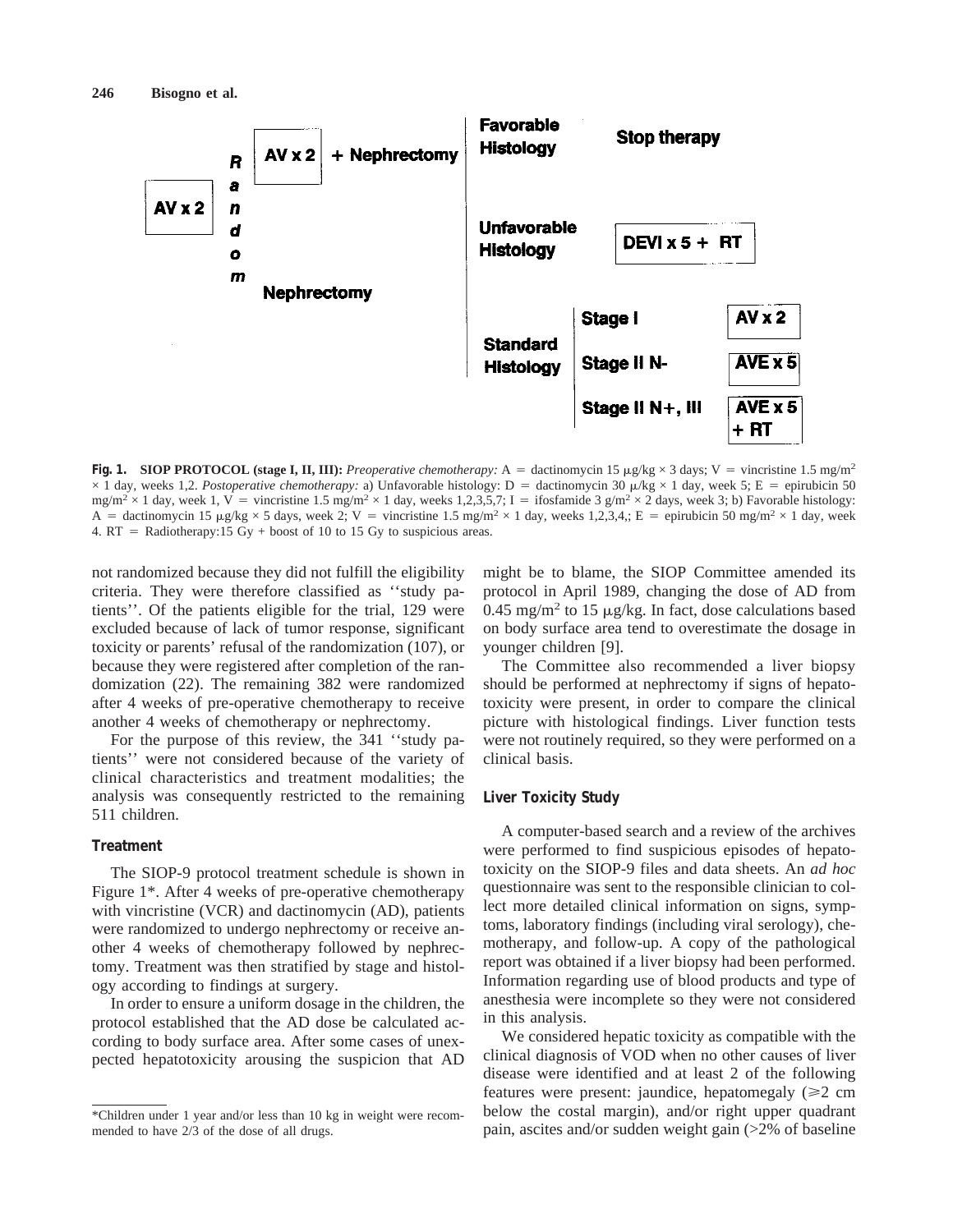Fig. 1. **SIOP PROTOCOL (stage I, II, III):** *Preoperative chemotherapy:* A = dactinomycin 15 μg/kg × 3 days; V = vincristine 1.5 mg/m² × 1 day, weeks 1,2. *Postoperative chemotherapy:* a) Unfavorable histology: D = dactinomycin 30 μ/kg × 1 day, week 5; E = epirubicin 50 mg/m² × 1 day, week 1, V = vincristine 1.5 mg/m² × 1 day, weeks 1,2,3,5,7; I = ifosfamide 3 g/m² × 2 days, week 3; b) Favorable histology: A = dactinomycin 15 μg/kg × 5 days, week 2; V = vincristine 1.5 mg/m² × 1 day, weeks 1,2,3,4,; E = epirubicin 50 mg/m² × 1 day, week 4. RT = Radiotherapy:15 Gy + boost of 10 to 15 Gy to suspicious areas.

not randomized because they did not fulfill the eligibility criteria. They were therefore classified as ''study patients''. Of the patients eligible for the trial, 129 were excluded because of lack of tumor response, significant toxicity or parents' refusal of the randomization (107), or because they were registered after completion of the randomization (22). The remaining 382 were randomized after 4 weeks of pre-operative chemotherapy to receive another 4 weeks of chemotherapy or nephrectomy.

For the purpose of this review, the 341 ''study patients'' were not considered because of the variety of clinical characteristics and treatment modalities; the analysis was consequently restricted to the remaining 511 children.

### Treatment

The SIOP-9 protocol treatment schedule is shown in Figure 1*. After 4 weeks of pre-operative chemotherapy with vincristine (VCR) and dactinomycin (AD), patients were randomized to undergo nephrectomy or receive another 4 weeks of chemotherapy followed by nephrectomy. Treatment was then stratified by stage and histology according to findings at surgery.

In order to ensure a uniform dosage in the children, the protocol established that the AD dose be calculated according to body surface area. After some cases of unexpected hepatotoxicity arousing the suspicion that AD might be to blame, the SIOP Committee amended its protocol in April 1989, changing the dose of AD from 0.45 mg/m² to 15 μg/kg. In fact, dose calculations based on body surface area tend to overestimate the dosage in younger children [9].

The Committee also recommended a liver biopsy should be performed at nephrectomy if signs of hepatotoxicity were present, in order to compare the clinical picture with histological findings. Liver function tests were not routinely required, so they were performed on a clinical basis.

### Liver Toxicity Study

A computer-based search and a review of the archives were performed to find suspicious episodes of hepatotoxicity on the SIOP-9 files and data sheets. An *ad hoc* questionnaire was sent to the responsible clinician to collect more detailed clinical information on signs, symptoms, laboratory findings (including viral serology), chemotherapy, and follow-up. A copy of the pathological report was obtained if a liver biopsy had been performed. Information regarding use of blood products and type of anesthesia were incomplete so they were not considered in this analysis.

We considered hepatic toxicity as compatible with the clinical diagnosis of VOD when no other causes of liver disease were identified and at least 2 of the following features were present: jaundice, hepatomegaly (⩾2 cm below the costal margin), and/or right upper quadrant pain, ascites and/or sudden weight gain (>2% of baseline

*Children under 1 year and/or less than 10 kg in weight were recommended to have 2/3 of the dose of all drugs.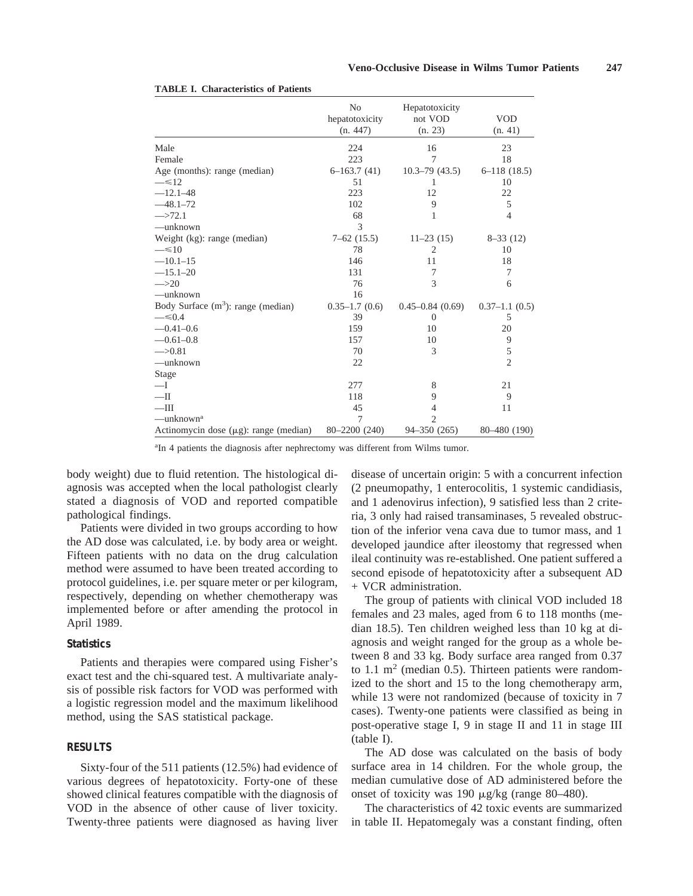**TABLE I. Characteristics of Patients**

| | No hepatotoxicity (n. 447) | Hepatotoxicity not VOD (n. 23) | VOD (n. 41) |
|---|---|---|---|
| Male | 224 | 16 | 23 |
| Female | 223 | 7 | 18 |
| Age (months): range (median) | 6–163.7 (41) | 10.3–79 (43.5) | 6–118 (18.5) |
| —≤12 | 51 | 1 | 10 |
| —12.1–48 | 223 | 12 | 22 |
| —48.1–72 | 102 | 9 | 5 |
| —>72.1 | 68 | 1 | 4 |
| —unknown | 3 | | |
| Weight (kg): range (median) | 7–62 (15.5) | 11–23 (15) | 8–33 (12) |
| —≤10 | 78 | 2 | 10 |
| —10.1–15 | 146 | 11 | 18 |
| —15.1–20 | 131 | 7 | 7 |
| —>20 | 76 | 3 | 6 |
| —unknown | 16 | | |
| Body Surface ($m^3$): range (median) | 0.35–1.7 (0.6) | 0.45–0.84 (0.69) | 0.37–1.1 (0.5) |
| —≤0.4 | 39 | 0 | 5 |
| —0.41–0.6 | 159 | 10 | 20 |
| —0.61–0.8 | 157 | 10 | 9 |
| —>0.81 | 70 | 3 | 5 |
| —unknown | 22 | | 2 |
| Stage | | | |
| —I | 277 | 8 | 21 |
| —II | 118 | 9 | 9 |
| —III | 45 | 4 | 11 |
| —unknown[a] | 7 | 2 | |
| Actinomycin dose (μg): range (median) | 80–2200 (240) | 94–350 (265) | 80–480 (190) |

[a]In 4 patients the diagnosis after nephrectomy was different from Wilms tumor.

body weight) due to fluid retention. The histological diagnosis was accepted when the local pathologist clearly stated a diagnosis of VOD and reported compatible pathological findings.

Patients were divided in two groups according to how the AD dose was calculated, i.e. by body area or weight. Fifteen patients with no data on the drug calculation method were assumed to have been treated according to protocol guidelines, i.e. per square meter or per kilogram, respectively, depending on whether chemotherapy was implemented before or after amending the protocol in April 1989.

### Statistics

Patients and therapies were compared using Fisher's exact test and the chi-squared test. A multivariate analysis of possible risk factors for VOD was performed with a logistic regression model and the maximum likelihood method, using the SAS statistical package.

## RESULTS

Sixty-four of the 511 patients (12.5%) had evidence of various degrees of hepatotoxicity. Forty-one of these showed clinical features compatible with the diagnosis of VOD in the absence of other cause of liver toxicity. Twenty-three patients were diagnosed as having liver disease of uncertain origin: 5 with a concurrent infection (2 pneumopathy, 1 enterocolitis, 1 systemic candidiasis, and 1 adenovirus infection), 9 satisfied less than 2 criteria, 3 only had raised transaminases, 5 revealed obstruction of the inferior vena cava due to tumor mass, and 1 developed jaundice after ileostomy that regressed when ileal continuity was re-established. One patient suffered a second episode of hepatotoxicity after a subsequent AD + VCR administration.

The group of patients with clinical VOD included 18 females and 23 males, aged from 6 to 118 months (median 18.5). Ten children weighed less than 10 kg at diagnosis and weight ranged for the group as a whole between 8 and 33 kg. Body surface area ranged from 0.37 to 1.1 $m^2$ (median 0.5). Thirteen patients were randomized to the short and 15 to the long chemotherapy arm, while 13 were not randomized (because of toxicity in 7 cases). Twenty-one patients were classified as being in post-operative stage I, 9 in stage II and 11 in stage III (table I).

The AD dose was calculated on the basis of body surface area in 14 children. For the whole group, the median cumulative dose of AD administered before the onset of toxicity was 190 μg/kg (range 80–480).

The characteristics of 42 toxic events are summarized in table II. Hepatomegaly was a constant finding, often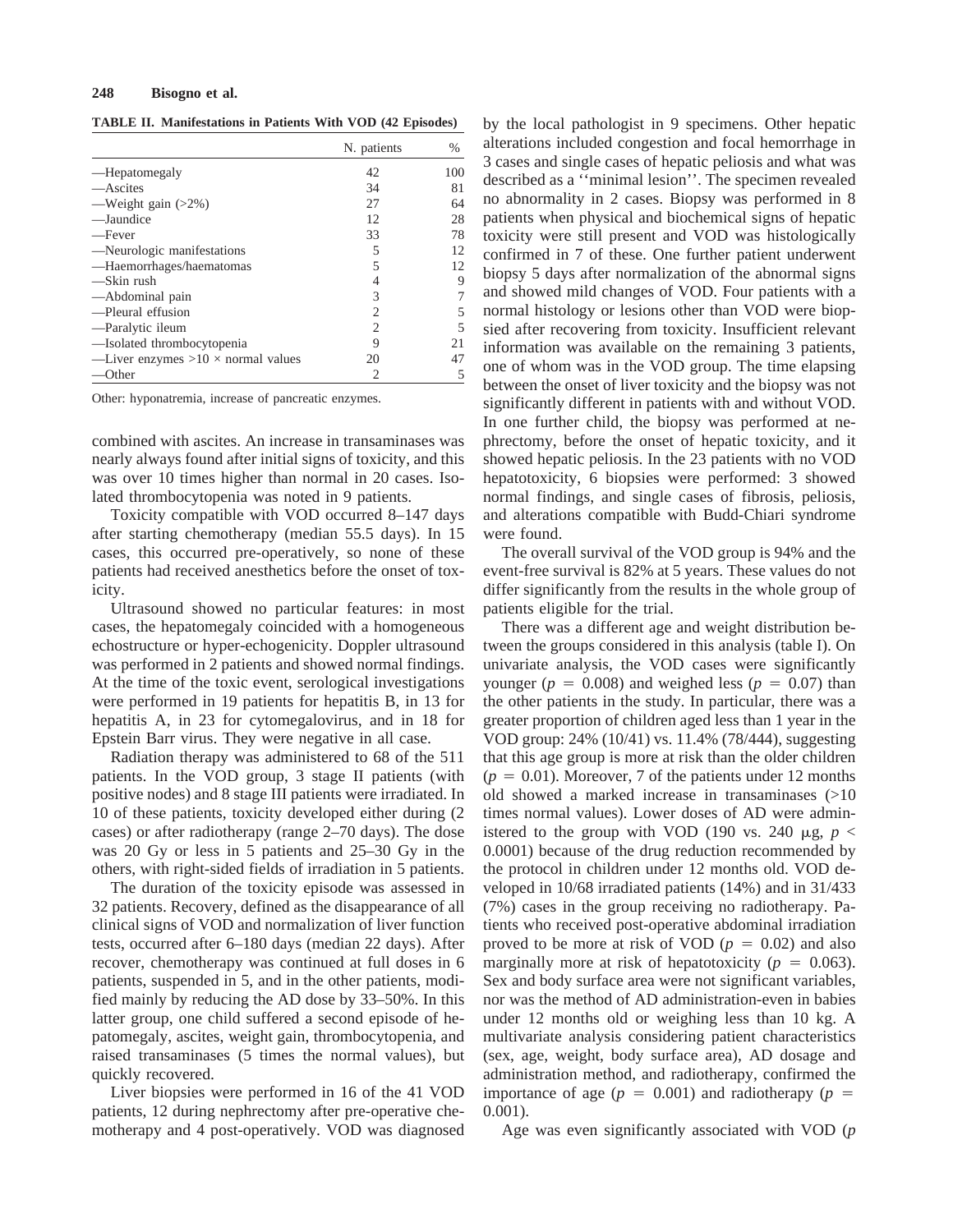**TABLE II. Manifestations in Patients With VOD (42 Episodes)**

| | N. patients | % |
|---|---|---|
| —Hepatomegaly | 42 | 100 |
| —Ascites | 34 | 81 |
| —Weight gain (>2%) | 27 | 64 |
| —Jaundice | 12 | 28 |
| —Fever | 33 | 78 |
| —Neurologic manifestations | 5 | 12 |
| —Haemorrhages/haematomas | 5 | 12 |
| —Skin rush | 4 | 9 |
| —Abdominal pain | 3 | 7 |
| —Pleural effusion | 2 | 5 |
| —Paralytic ileum | 2 | 5 |
| —Isolated thrombocytopenia | 9 | 21 |
| —Liver enzymes >10 × normal values | 20 | 47 |
| —Other | 2 | 5 |

Other: hyponatremia, increase of pancreatic enzymes.

combined with ascites. An increase in transaminases was nearly always found after initial signs of toxicity, and this was over 10 times higher than normal in 20 cases. Isolated thrombocytopenia was noted in 9 patients.

Toxicity compatible with VOD occurred 8–147 days after starting chemotherapy (median 55.5 days). In 15 cases, this occurred pre-operatively, so none of these patients had received anesthetics before the onset of toxicity.

Ultrasound showed no particular features: in most cases, the hepatomegaly coincided with a homogeneous echostructure or hyper-echogenicity. Doppler ultrasound was performed in 2 patients and showed normal findings. At the time of the toxic event, serological investigations were performed in 19 patients for hepatitis B, in 13 for hepatitis A, in 23 for cytomegalovirus, and in 18 for Epstein Barr virus. They were negative in all case.

Radiation therapy was administered to 68 of the 511 patients. In the VOD group, 3 stage II patients (with positive nodes) and 8 stage III patients were irradiated. In 10 of these patients, toxicity developed either during (2 cases) or after radiotherapy (range 2–70 days). The dose was 20 Gy or less in 5 patients and 25–30 Gy in the others, with right-sided fields of irradiation in 5 patients.

The duration of the toxicity episode was assessed in 32 patients. Recovery, defined as the disappearance of all clinical signs of VOD and normalization of liver function tests, occurred after 6–180 days (median 22 days). After recover, chemotherapy was continued at full doses in 6 patients, suspended in 5, and in the other patients, modified mainly by reducing the AD dose by 33–50%. In this latter group, one child suffered a second episode of hepatomegaly, ascites, weight gain, thrombocytopenia, and raised transaminases (5 times the normal values), but quickly recovered.

Liver biopsies were performed in 16 of the 41 VOD patients, 12 during nephrectomy after pre-operative chemotherapy and 4 post-operatively. VOD was diagnosed by the local pathologist in 9 specimens. Other hepatic alterations included congestion and focal hemorrhage in 3 cases and single cases of hepatic peliosis and what was described as a ''minimal lesion''. The specimen revealed no abnormality in 2 cases. Biopsy was performed in 8 patients when physical and biochemical signs of hepatic toxicity were still present and VOD was histologically confirmed in 7 of these. One further patient underwent biopsy 5 days after normalization of the abnormal signs and showed mild changes of VOD. Four patients with a normal histology or lesions other than VOD were biopsied after recovering from toxicity. Insufficient relevant information was available on the remaining 3 patients, one of whom was in the VOD group. The time elapsing between the onset of liver toxicity and the biopsy was not significantly different in patients with and without VOD. In one further child, the biopsy was performed at nephrectomy, before the onset of hepatic toxicity, and it showed hepatic peliosis. In the 23 patients with no VOD hepatotoxicity, 6 biopsies were performed: 3 showed normal findings, and single cases of fibrosis, peliosis, and alterations compatible with Budd-Chiari syndrome were found.

The overall survival of the VOD group is 94% and the event-free survival is 82% at 5 years. These values do not differ significantly from the results in the whole group of patients eligible for the trial.

There was a different age and weight distribution between the groups considered in this analysis (table I). On univariate analysis, the VOD cases were significantly younger ($p = 0.008$) and weighed less ($p = 0.07$) than the other patients in the study. In particular, there was a greater proportion of children aged less than 1 year in the VOD group: 24% (10/41) vs. 11.4% (78/444), suggesting that this age group is more at risk than the older children ($p = 0.01$). Moreover, 7 of the patients under 12 months old showed a marked increase in transaminases (>10 times normal values). Lower doses of AD were administered to the group with VOD (190 vs. 240 μg, $p < 0.0001$) because of the drug reduction recommended by the protocol in children under 12 months old. VOD developed in 10/68 irradiated patients (14%) and in 31/433 (7%) cases in the group receiving no radiotherapy. Patients who received post-operative abdominal irradiation proved to be more at risk of VOD ($p = 0.02$) and also marginally more at risk of hepatotoxicity ($p = 0.063$). Sex and body surface area were not significant variables, nor was the method of AD administration-even in babies under 12 months old or weighing less than 10 kg. A multivariate analysis considering patient characteristics (sex, age, weight, body surface area), AD dosage and administration method, and radiotherapy, confirmed the importance of age ($p = 0.001$) and radiotherapy ($p = 0.001$).

Age was even significantly associated with VOD (*p*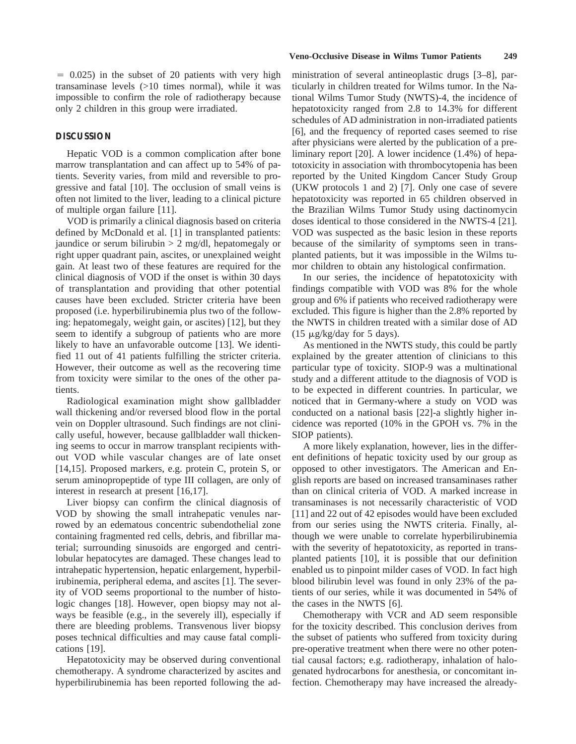= 0.025) in the subset of 20 patients with very high transaminase levels (>10 times normal), while it was impossible to confirm the role of radiotherapy because only 2 children in this group were irradiated.

## DISCUSSION

Hepatic VOD is a common complication after bone marrow transplantation and can affect up to 54% of patients. Severity varies, from mild and reversible to progressive and fatal [10]. The occlusion of small veins is often not limited to the liver, leading to a clinical picture of multiple organ failure [11].

VOD is primarily a clinical diagnosis based on criteria defined by McDonald et al. [1] in transplanted patients: jaundice or serum bilirubin > 2 mg/dl, hepatomegaly or right upper quadrant pain, ascites, or unexplained weight gain. At least two of these features are required for the clinical diagnosis of VOD if the onset is within 30 days of transplantation and providing that other potential causes have been excluded. Stricter criteria have been proposed (i.e. hyperbilirubinemia plus two of the following: hepatomegaly, weight gain, or ascites) [12], but they seem to identify a subgroup of patients who are more likely to have an unfavorable outcome [13]. We identified 11 out of 41 patients fulfilling the stricter criteria. However, their outcome as well as the recovering time from toxicity were similar to the ones of the other patients.

Radiological examination might show gallbladder wall thickening and/or reversed blood flow in the portal vein on Doppler ultrasound. Such findings are not clinically useful, however, because gallbladder wall thickening seems to occur in marrow transplant recipients without VOD while vascular changes are of late onset [14,15]. Proposed markers, e.g. protein C, protein S, or serum aminopropeptide of type III collagen, are only of interest in research at present [16,17].

Liver biopsy can confirm the clinical diagnosis of VOD by showing the small intrahepatic venules narrowed by an edematous concentric subendothelial zone containing fragmented red cells, debris, and fibrillar material; surrounding sinusoids are engorged and centrilobular hepatocytes are damaged. These changes lead to intrahepatic hypertension, hepatic enlargement, hyperbilirubinemia, peripheral edema, and ascites [1]. The severity of VOD seems proportional to the number of histologic changes [18]. However, open biopsy may not always be feasible (e.g., in the severely ill), especially if there are bleeding problems. Transvenous liver biopsy poses technical difficulties and may cause fatal complications [19].

Hepatotoxicity may be observed during conventional chemotherapy. A syndrome characterized by ascites and hyperbilirubinemia has been reported following the administration of several antineoplastic drugs [3–8], particularly in children treated for Wilms tumor. In the National Wilms Tumor Study (NWTS)-4, the incidence of hepatotoxicity ranged from 2.8 to 14.3% for different schedules of AD administration in non-irradiated patients [6], and the frequency of reported cases seemed to rise after physicians were alerted by the publication of a preliminary report [20]. A lower incidence (1.4%) of hepatotoxicity in association with thrombocytopenia has been reported by the United Kingdom Cancer Study Group (UKW protocols 1 and 2) [7]. Only one case of severe hepatotoxicity was reported in 65 children observed in the Brazilian Wilms Tumor Study using dactinomycin doses identical to those considered in the NWTS-4 [21]. VOD was suspected as the basic lesion in these reports because of the similarity of symptoms seen in transplanted patients, but it was impossible in the Wilms tumor children to obtain any histological confirmation.

In our series, the incidence of hepatotoxicity with findings compatible with VOD was 8% for the whole group and 6% if patients who received radiotherapy were excluded. This figure is higher than the 2.8% reported by the NWTS in children treated with a similar dose of AD (15 μg/kg/day for 5 days).

As mentioned in the NWTS study, this could be partly explained by the greater attention of clinicians to this particular type of toxicity. SIOP-9 was a multinational study and a different attitude to the diagnosis of VOD is to be expected in different countries. In particular, we noticed that in Germany-where a study on VOD was conducted on a national basis [22]-a slightly higher incidence was reported (10% in the GPOH vs. 7% in the SIOP patients).

A more likely explanation, however, lies in the different definitions of hepatic toxicity used by our group as opposed to other investigators. The American and English reports are based on increased transaminases rather than on clinical criteria of VOD. A marked increase in transaminases is not necessarily characteristic of VOD [11] and 22 out of 42 episodes would have been excluded from our series using the NWTS criteria. Finally, although we were unable to correlate hyperbilirubinemia with the severity of hepatotoxicity, as reported in transplanted patients [10], it is possible that our definition enabled us to pinpoint milder cases of VOD. In fact high blood bilirubin level was found in only 23% of the patients of our series, while it was documented in 54% of the cases in the NWTS [6].

Chemotherapy with VCR and AD seem responsible for the toxicity described. This conclusion derives from the subset of patients who suffered from toxicity during pre-operative treatment when there were no other potential causal factors; e.g. radiotherapy, inhalation of halogenated hydrocarbons for anesthesia, or concomitant infection. Chemotherapy may have increased the already-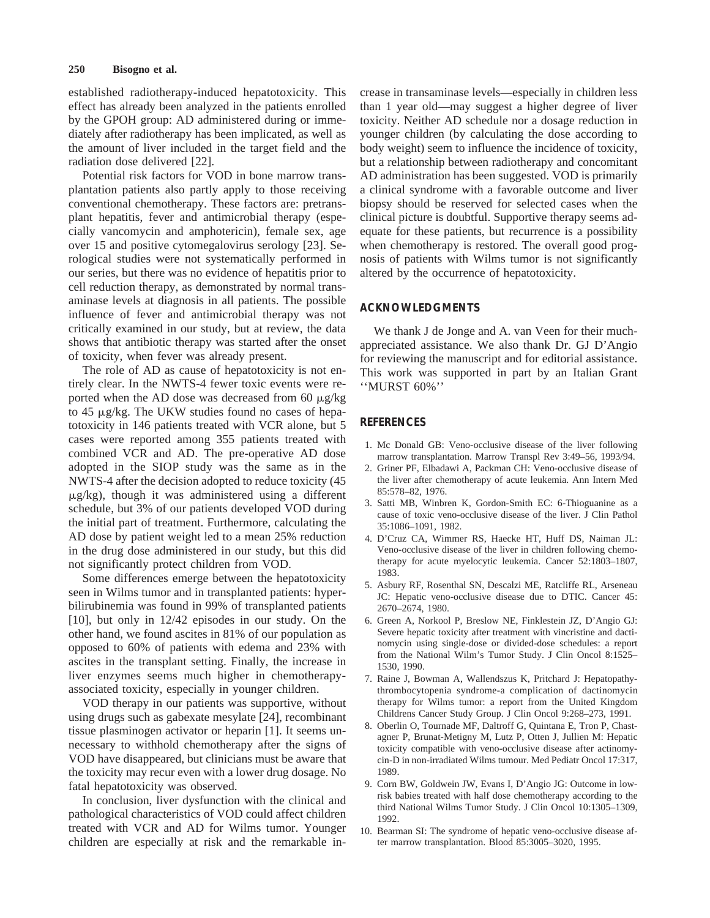established radiotherapy-induced hepatotoxicity. This effect has already been analyzed in the patients enrolled by the GPOH group: AD administered during or immediately after radiotherapy has been implicated, as well as the amount of liver included in the target field and the radiation dose delivered [22].

Potential risk factors for VOD in bone marrow transplantation patients also partly apply to those receiving conventional chemotherapy. These factors are: pretransplant hepatitis, fever and antimicrobial therapy (especially vancomycin and amphotericin), female sex, age over 15 and positive cytomegalovirus serology [23]. Serological studies were not systematically performed in our series, but there was no evidence of hepatitis prior to cell reduction therapy, as demonstrated by normal transaminase levels at diagnosis in all patients. The possible influence of fever and antimicrobial therapy was not critically examined in our study, but at review, the data shows that antibiotic therapy was started after the onset of toxicity, when fever was already present.

The role of AD as cause of hepatotoxicity is not entirely clear. In the NWTS-4 fewer toxic events were reported when the AD dose was decreased from 60 μg/kg to 45 μg/kg. The UKW studies found no cases of hepatotoxicity in 146 patients treated with VCR alone, but 5 cases were reported among 355 patients treated with combined VCR and AD. The pre-operative AD dose adopted in the SIOP study was the same as in the NWTS-4 after the decision adopted to reduce toxicity (45 μg/kg), though it was administered using a different schedule, but 3% of our patients developed VOD during the initial part of treatment. Furthermore, calculating the AD dose by patient weight led to a mean 25% reduction in the drug dose administered in our study, but this did not significantly protect children from VOD.

Some differences emerge between the hepatotoxicity seen in Wilms tumor and in transplanted patients: hyperbilirubinemia was found in 99% of transplanted patients [10], but only in 12/42 episodes in our study. On the other hand, we found ascites in 81% of our population as opposed to 60% of patients with edema and 23% with ascites in the transplant setting. Finally, the increase in liver enzymes seems much higher in chemotherapy-associated toxicity, especially in younger children.

VOD therapy in our patients was supportive, without using drugs such as gabexate mesylate [24], recombinant tissue plasminogen activator or heparin [1]. It seems unnecessary to withhold chemotherapy after the signs of VOD have disappeared, but clinicians must be aware that the toxicity may recur even with a lower drug dosage. No fatal hepatotoxicity was observed.

In conclusion, liver dysfunction with the clinical and pathological characteristics of VOD could affect children treated with VCR and AD for Wilms tumor. Younger children are especially at risk and the remarkable increase in transaminase levels—especially in children less than 1 year old—may suggest a higher degree of liver toxicity. Neither AD schedule nor a dosage reduction in younger children (by calculating the dose according to body weight) seem to influence the incidence of toxicity, but a relationship between radiotherapy and concomitant AD administration has been suggested. VOD is primarily a clinical syndrome with a favorable outcome and liver biopsy should be reserved for selected cases when the clinical picture is doubtful. Supportive therapy seems adequate for these patients, but recurrence is a possibility when chemotherapy is restored. The overall good prognosis of patients with Wilms tumor is not significantly altered by the occurrence of hepatotoxicity.

## ACKNOWLEDGMENTS

We thank J de Jonge and A. van Veen for their much-appreciated assistance. We also thank Dr. GJ D'Angio for reviewing the manuscript and for editorial assistance. This work was supported in part by an Italian Grant ''MURST 60%''

## REFERENCES

1. Mc Donald GB: Veno-occlusive disease of the liver following marrow transplantation. Marrow Transpl Rev 3:49–56, 1993/94.
2. Griner PF, Elbadawi A, Packman CH: Veno-occlusive disease of the liver after chemotherapy of acute leukemia. Ann Intern Med 85:578–82, 1976.
3. Satti MB, Winbren K, Gordon-Smith EC: 6-Thioguanine as a cause of toxic veno-occlusive disease of the liver. J Clin Pathol 35:1086–1091, 1982.
4. D'Cruz CA, Wimmer RS, Haecke HT, Huff DS, Naiman JL: Veno-occlusive disease of the liver in children following chemotherapy for acute myelocytic leukemia. Cancer 52:1803–1807, 1983.
5. Asbury RF, Rosenthal SN, Descalzi ME, Ratcliffe RL, Arseneau JC: Hepatic veno-occlusive disease due to DTIC. Cancer 45: 2670–2674, 1980.
6. Green A, Norkool P, Breslow NE, Finklestein JZ, D'Angio GJ: Severe hepatic toxicity after treatment with vincristine and dactinomycin using single-dose or divided-dose schedules: a report from the National Wilm's Tumor Study. J Clin Oncol 8:1525–1530, 1990.
7. Raine J, Bowman A, Wallendszus K, Pritchard J: Hepatopathy-thrombocytopenia syndrome-a complication of dactinomycin therapy for Wilms tumor: a report from the United Kingdom Childrens Cancer Study Group. J Clin Oncol 9:268–273, 1991.
8. Oberlin O, Tournade MF, Daltroff G, Quintana E, Tron P, Chastagner P, Brunat-Metigny M, Lutz P, Otten J, Jullien M: Hepatic toxicity compatible with veno-occlusive disease after actinomycin-D in non-irradiated Wilms tumour. Med Pediatr Oncol 17:317, 1989.
9. Corn BW, Goldwein JW, Evans I, D'Angio JG: Outcome in low-risk babies treated with half dose chemotherapy according to the third National Wilms Tumor Study. J Clin Oncol 10:1305–1309, 1992.
10. Bearman SI: The syndrome of hepatic veno-occlusive disease after marrow transplantation. Blood 85:3005–3020, 1995.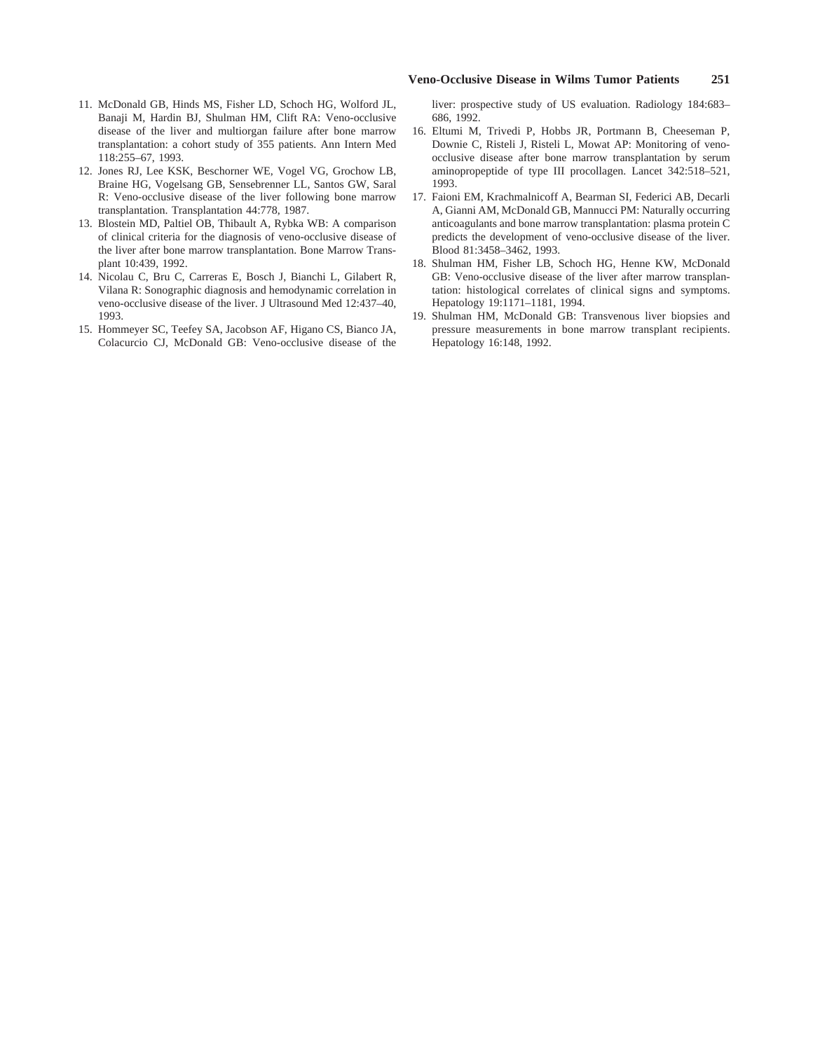11. McDonald GB, Hinds MS, Fisher LD, Schoch HG, Wolford JL, Banaji M, Hardin BJ, Shulman HM, Clift RA: Veno-occlusive disease of the liver and multiorgan failure after bone marrow transplantation: a cohort study of 355 patients. Ann Intern Med 118:255–67, 1993.
12. Jones RJ, Lee KSK, Beschorner WE, Vogel VG, Grochow LB, Braine HG, Vogelsang GB, Sensebrenner LL, Santos GW, Saral R: Veno-occlusive disease of the liver following bone marrow transplantation. Transplantation 44:778, 1987.
13. Blostein MD, Paltiel OB, Thibault A, Rybka WB: A comparison of clinical criteria for the diagnosis of veno-occlusive disease of the liver after bone marrow transplantation. Bone Marrow Transplant 10:439, 1992.
14. Nicolau C, Bru C, Carreras E, Bosch J, Bianchi L, Gilabert R, Vilana R: Sonographic diagnosis and hemodynamic correlation in veno-occlusive disease of the liver. J Ultrasound Med 12:437–40, 1993.
15. Hommeyer SC, Teefey SA, Jacobson AF, Higano CS, Bianco JA, Colacurcio CJ, McDonald GB: Veno-occlusive disease of the liver: prospective study of US evaluation. Radiology 184:683–686, 1992.
16. Eltumi M, Trivedi P, Hobbs JR, Portmann B, Cheeseman P, Downie C, Risteli J, Risteli L, Mowat AP: Monitoring of veno-occlusive disease after bone marrow transplantation by serum aminopropeptide of type III procollagen. Lancet 342:518–521, 1993.
17. Faioni EM, Krachmalnicoff A, Bearman SI, Federici AB, Decarli A, Gianni AM, McDonald GB, Mannucci PM: Naturally occurring anticoagulants and bone marrow transplantation: plasma protein C predicts the development of veno-occlusive disease of the liver. Blood 81:3458–3462, 1993.
18. Shulman HM, Fisher LB, Schoch HG, Henne KW, McDonald GB: Veno-occlusive disease of the liver after marrow transplantation: histological correlates of clinical signs and symptoms. Hepatology 19:1171–1181, 1994.
19. Shulman HM, McDonald GB: Transvenous liver biopsies and pressure measurements in bone marrow transplant recipients. Hepatology 16:148, 1992.